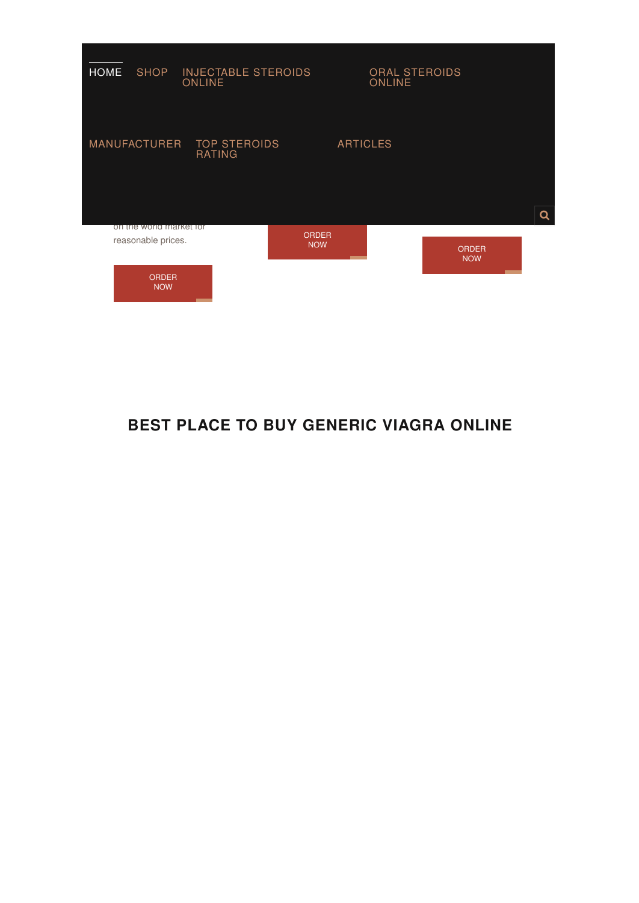HOME SHOP INJECTABLE STEROIDS ONLINE ORAL STEROIDS ONLINE

MANUFACTURER TOP STEROIDS RATING ARTICLES

on the world market for reasonable prices.

ORDER NOW

ORDER NOW

ORDER NOW

## BEST PLACE TO BUY GENERIC VIAGRA ONLINE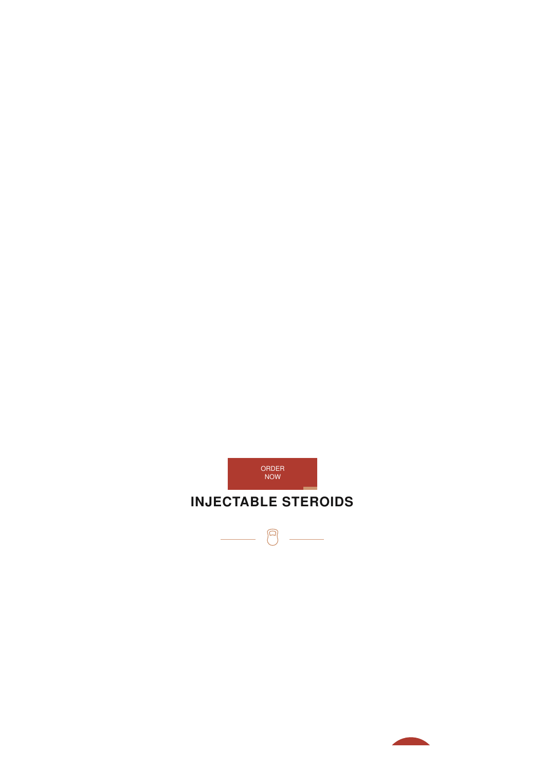ORDER
NOW

## INJECTABLE STEROIDS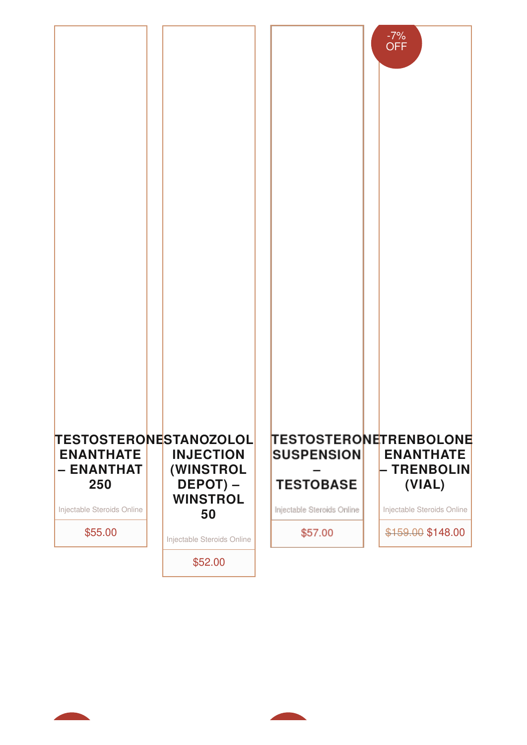-7% OFF

**TESTOSTERONE ENANTHATE – ENANTHAT 250**

Injectable Steroids Online

$55.00

**STANOZOLOL INJECTION (WINSTROL DEPOT) – WINSTROL 50**

Injectable Steroids Online

$52.00

**TESTOSTERONE SUSPENSION – TESTOBASE**

Injectable Steroids Online

$57.00

**TRENBOLONE ENANTHATE – TRENBOLIN (VIAL)**

Injectable Steroids Online

~~$159.00~~ $148.00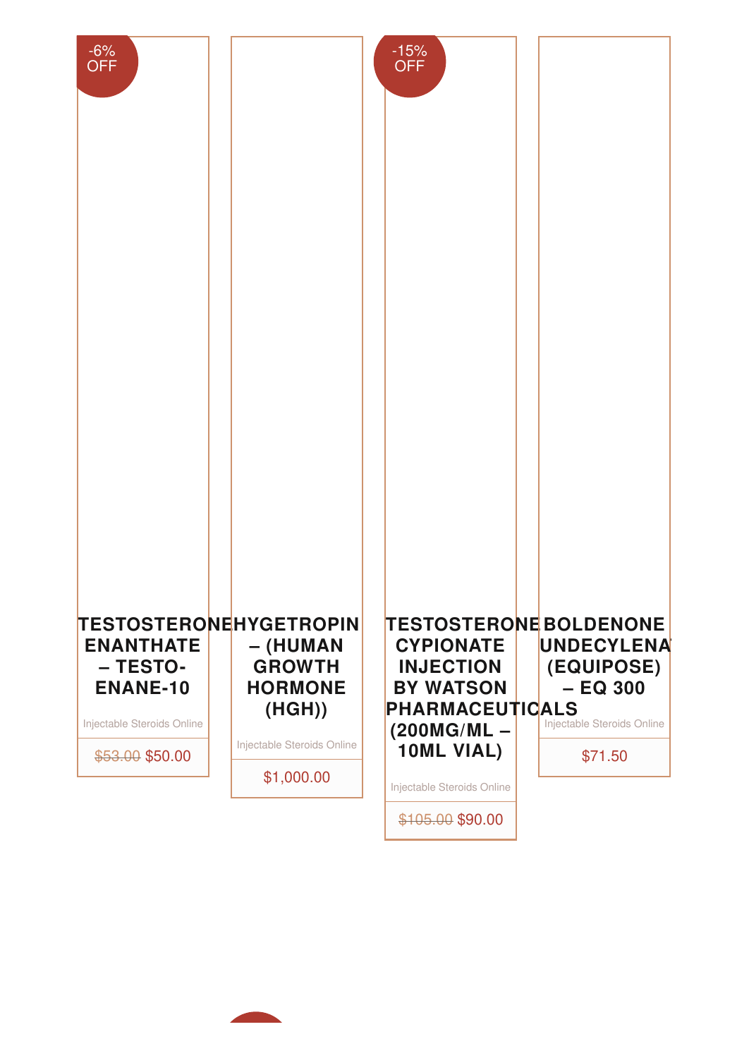-6% OFF

### TESTOSTERONE ENANTHATE – TESTO-ENANE-10

Injectable Steroids Online

~~$53.00~~ $50.00

### HYGETROPIN – (HUMAN GROWTH HORMONE (HGH))

Injectable Steroids Online

$1,000.00

-15% OFF

### TESTOSTERONE CYPIONATE INJECTION BY WATSON PHARMACEUTICALS (200MG/ML – 10ML VIAL)

Injectable Steroids Online

~~$105.00~~ $90.00

### BOLDENONE UNDECYLENA (EQUIPOSE) – EQ 300

Injectable Steroids Online

$71.50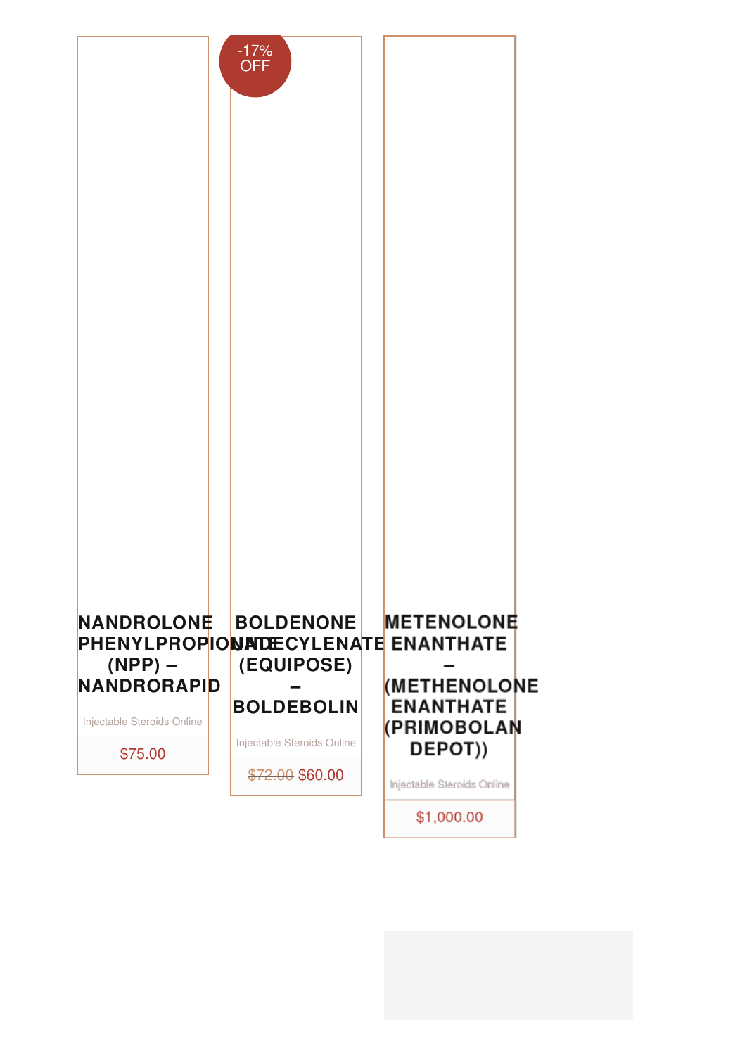-17% OFF

### NANDROLONE PHENYLPROPIONATE (NPP) – NANDRORAPID

Injectable Steroids Online

$75.00

### BOLDENONE UNDECYLENATE (EQUIPOSE) – BOLDEBOLIN

Injectable Steroids Online

~~$72.00~~ $60.00

### METENOLONE ENANTHATE – (METHENOLONE ENANTHATE (PRIMOBOLAN DEPOT))

Injectable Steroids Online

$1,000.00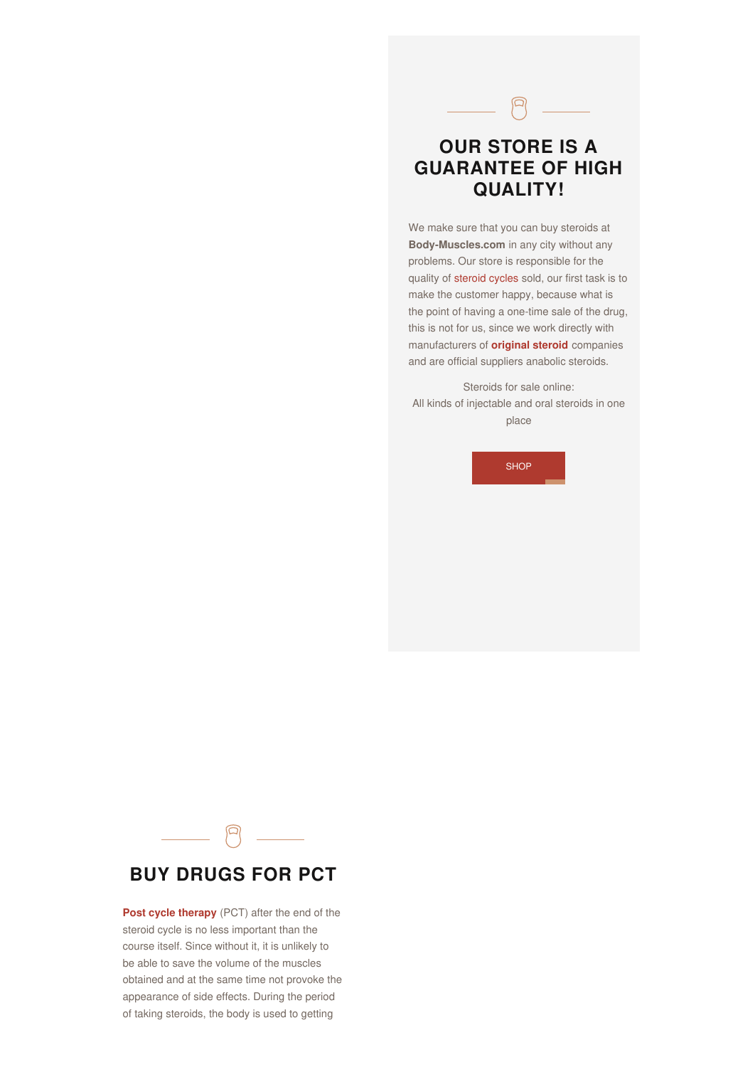## OUR STORE IS A GUARANTEE OF HIGH QUALITY!

We make sure that you can buy steroids at **Body-Muscles.com** in any city without any problems. Our store is responsible for the quality of steroid cycles sold, our first task is to make the customer happy, because what is the point of having a one-time sale of the drug, this is not for us, since we work directly with manufacturers of **original steroid** companies and are official suppliers anabolic steroids.

Steroids for sale online:
All kinds of injectable and oral steroids in one place

SHOP

## BUY DRUGS FOR PCT

**Post cycle therapy** (PCT) after the end of the steroid cycle is no less important than the course itself. Since without it, it is unlikely to be able to save the volume of the muscles obtained and at the same time not provoke the appearance of side effects. During the period of taking steroids, the body is used to getting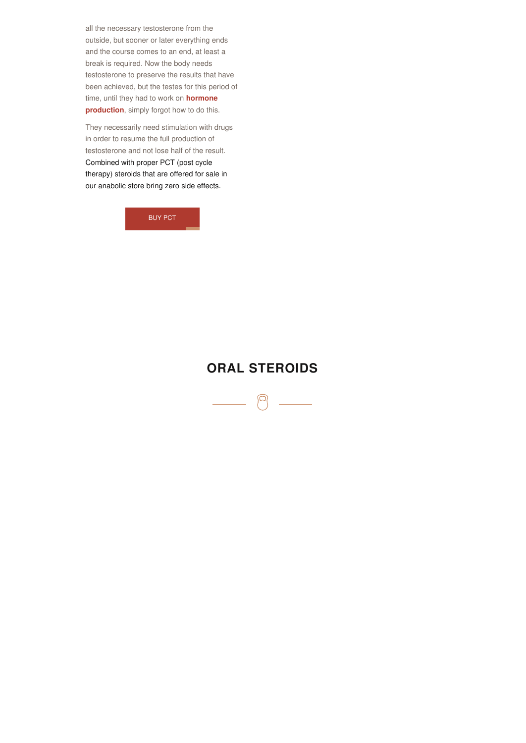all the necessary testosterone from the outside, but sooner or later everything ends and the course comes to an end, at least a break is required. Now the body needs testosterone to preserve the results that have been achieved, but the testes for this period of time, until they had to work on **hormone production**, simply forgot how to do this.

They necessarily need stimulation with drugs in order to resume the full production of testosterone and not lose half of the result. Combined with proper PCT (post cycle therapy) steroids that are offered for sale in our anabolic store bring zero side effects.

BUY PCT

## ORAL STEROIDS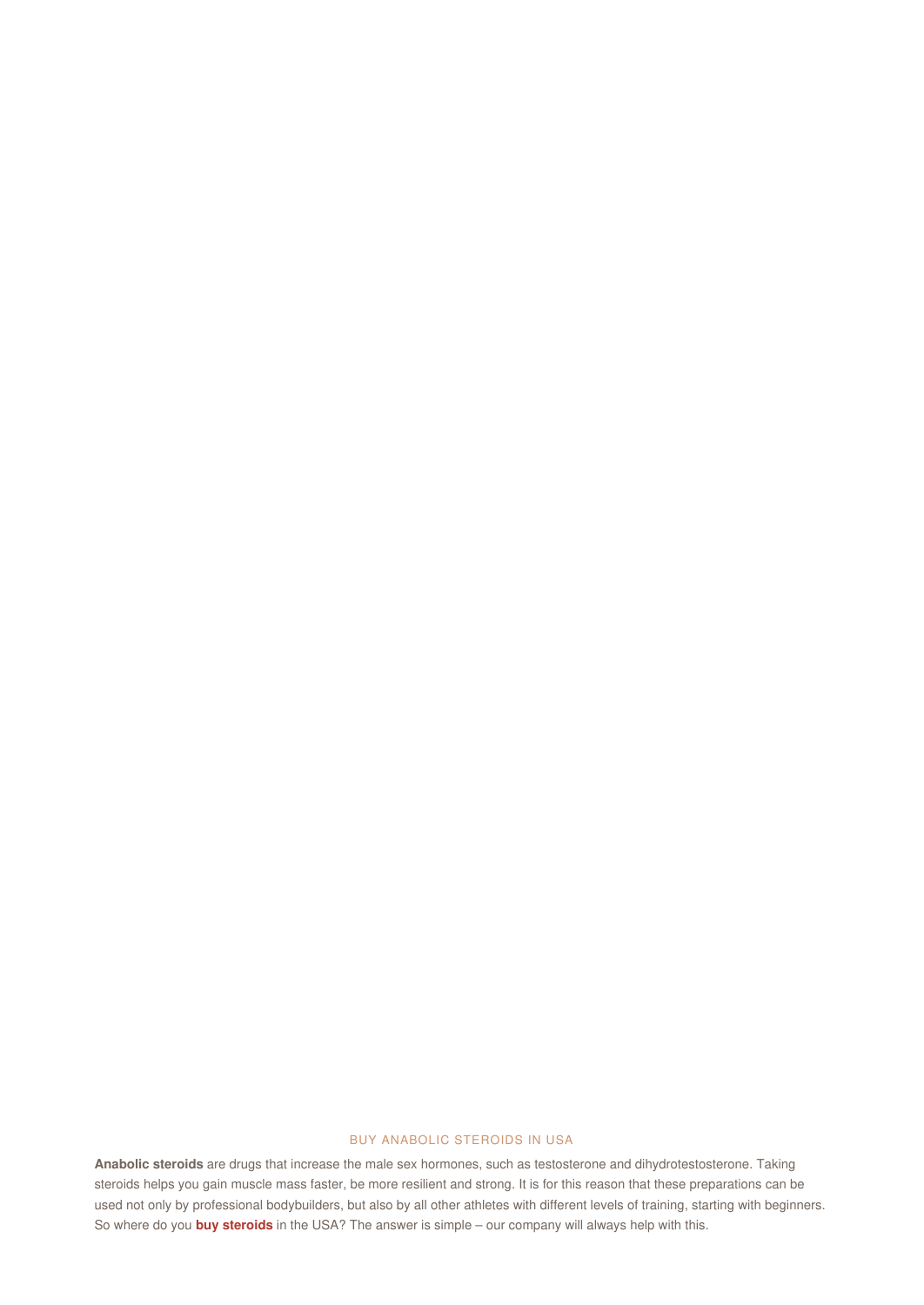## BUY ANABOLIC STEROIDS IN USA

**Anabolic steroids** are drugs that increase the male sex hormones, such as testosterone and dihydrotestosterone. Taking steroids helps you gain muscle mass faster, be more resilient and strong. It is for this reason that these preparations can be used not only by professional bodybuilders, but also by all other athletes with different levels of training, starting with beginners. So where do you **buy steroids** in the USA? The answer is simple – our company will always help with this.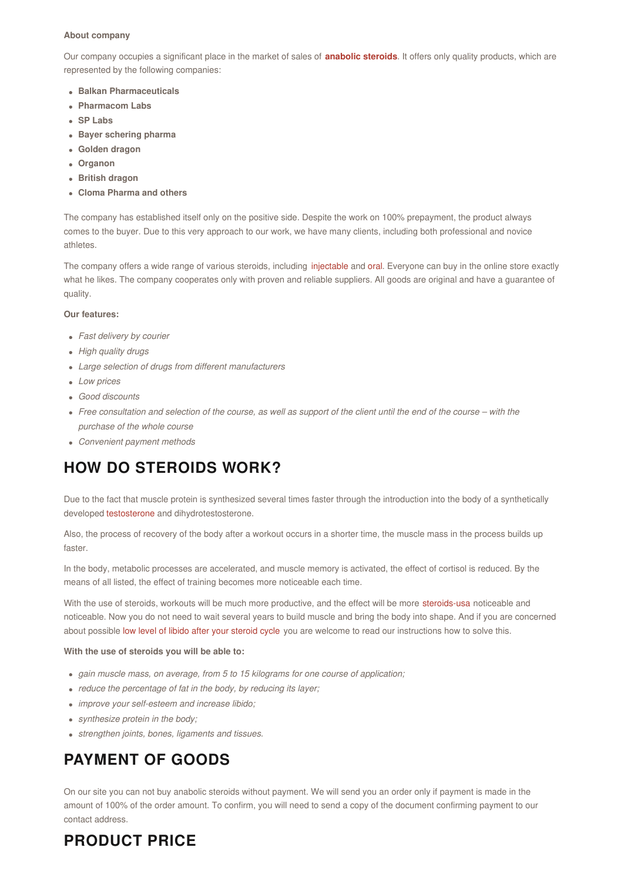**About company**

Our company occupies a significant place in the market of sales of **anabolic steroids**. It offers only quality products, which are represented by the following companies:

- **Balkan Pharmaceuticals**
- **Pharmacom Labs**
- **SP Labs**
- **Bayer schering pharma**
- **Golden dragon**
- **Organon**
- **British dragon**
- **Cloma Pharma and others**

The company has established itself only on the positive side. Despite the work on 100% prepayment, the product always comes to the buyer. Due to this very approach to our work, we have many clients, including both professional and novice athletes.

The company offers a wide range of various steroids, including injectable and oral. Everyone can buy in the online store exactly what he likes. The company cooperates only with proven and reliable suppliers. All goods are original and have a guarantee of quality.

**Our features:**

- *Fast delivery by courier*
- *High quality drugs*
- *Large selection of drugs from different manufacturers*
- *Low prices*
- *Good discounts*
- *Free consultation and selection of the course, as well as support of the client until the end of the course – with the purchase of the whole course*
- *Convenient payment methods*

## HOW DO STEROIDS WORK?

Due to the fact that muscle protein is synthesized several times faster through the introduction into the body of a synthetically developed testosterone and dihydrotestosterone.

Also, the process of recovery of the body after a workout occurs in a shorter time, the muscle mass in the process builds up faster.

In the body, metabolic processes are accelerated, and muscle memory is activated, the effect of cortisol is reduced. By the means of all listed, the effect of training becomes more noticeable each time.

With the use of steroids, workouts will be much more productive, and the effect will be more steroids-usa noticeable and noticeable. Now you do not need to wait several years to build muscle and bring the body into shape. And if you are concerned about possible low level of libido after your steroid cycle you are welcome to read our instructions how to solve this.

**With the use of steroids you will be able to:**

- *gain muscle mass, on average, from 5 to 15 kilograms for one course of application;*
- *reduce the percentage of fat in the body, by reducing its layer;*
- *improve your self-esteem and increase libido;*
- *synthesize protein in the body;*
- *strengthen joints, bones, ligaments and tissues.*

## PAYMENT OF GOODS

On our site you can not buy anabolic steroids without payment. We will send you an order only if payment is made in the amount of 100% of the order amount. To confirm, you will need to send a copy of the document confirming payment to our contact address.

## PRODUCT PRICE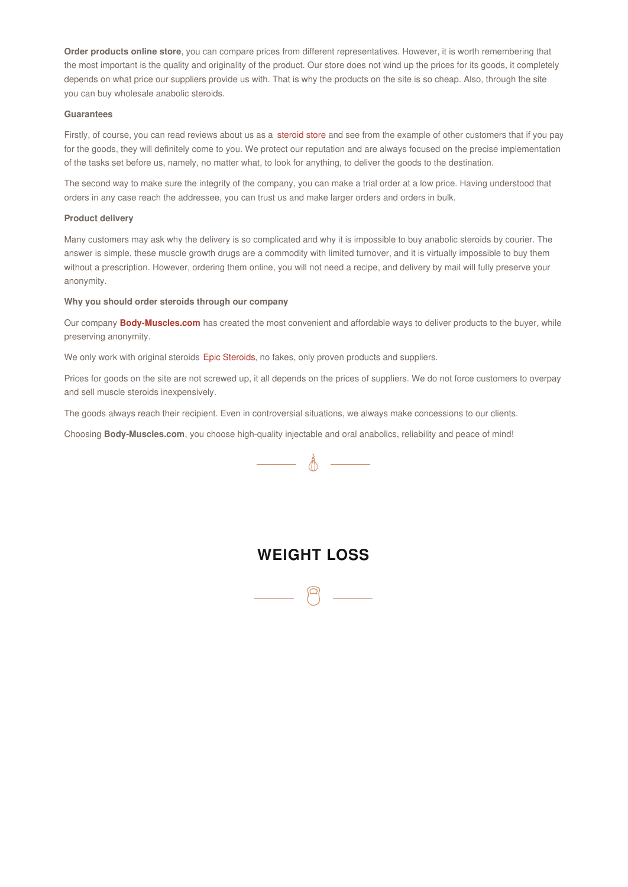**Order products online store**, you can compare prices from different representatives. However, it is worth remembering that the most important is the quality and originality of the product. Our store does not wind up the prices for its goods, it completely depends on what price our suppliers provide us with. That is why the products on the site is so cheap. Also, through the site you can buy wholesale anabolic steroids.

**Guarantees**

Firstly, of course, you can read reviews about us as a steroid store and see from the example of other customers that if you pay for the goods, they will definitely come to you. We protect our reputation and are always focused on the precise implementation of the tasks set before us, namely, no matter what, to look for anything, to deliver the goods to the destination.

The second way to make sure the integrity of the company, you can make a trial order at a low price. Having understood that orders in any case reach the addressee, you can trust us and make larger orders and orders in bulk.

**Product delivery**

Many customers may ask why the delivery is so complicated and why it is impossible to buy anabolic steroids by courier. The answer is simple, these muscle growth drugs are a commodity with limited turnover, and it is virtually impossible to buy them without a prescription. However, ordering them online, you will not need a recipe, and delivery by mail will fully preserve your anonymity.

**Why you should order steroids through our company**

Our company **Body-Muscles.com** has created the most convenient and affordable ways to deliver products to the buyer, while preserving anonymity.

We only work with original steroids Epic Steroids, no fakes, only proven products and suppliers.

Prices for goods on the site are not screwed up, it all depends on the prices of suppliers. We do not force customers to overpay and sell muscle steroids inexpensively.

The goods always reach their recipient. Even in controversial situations, we always make concessions to our clients.

Choosing **Body-Muscles.com**, you choose high-quality injectable and oral anabolics, reliability and peace of mind!

## WEIGHT LOSS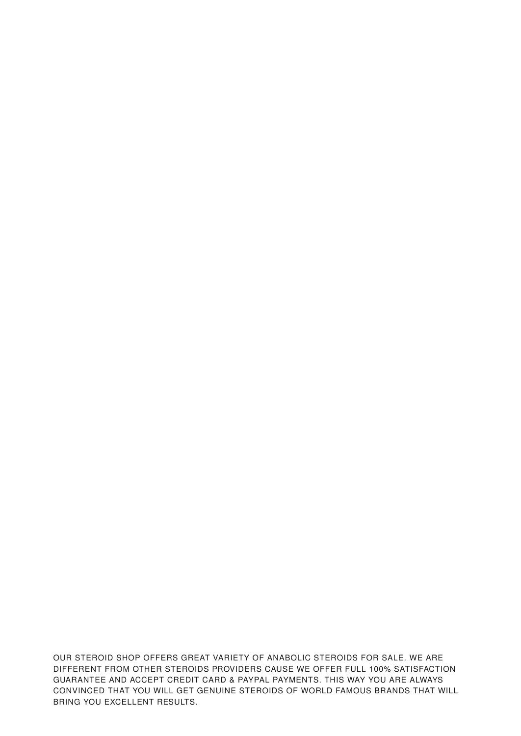OUR STEROID SHOP OFFERS GREAT VARIETY OF ANABOLIC STEROIDS FOR SALE. WE ARE DIFFERENT FROM OTHER STEROIDS PROVIDERS CAUSE WE OFFER FULL 100% SATISFACTION GUARANTEE AND ACCEPT CREDIT CARD & PAYPAL PAYMENTS. THIS WAY YOU ARE ALWAYS CONVINCED THAT YOU WILL GET GENUINE STEROIDS OF WORLD FAMOUS BRANDS THAT WILL BRING YOU EXCELLENT RESULTS.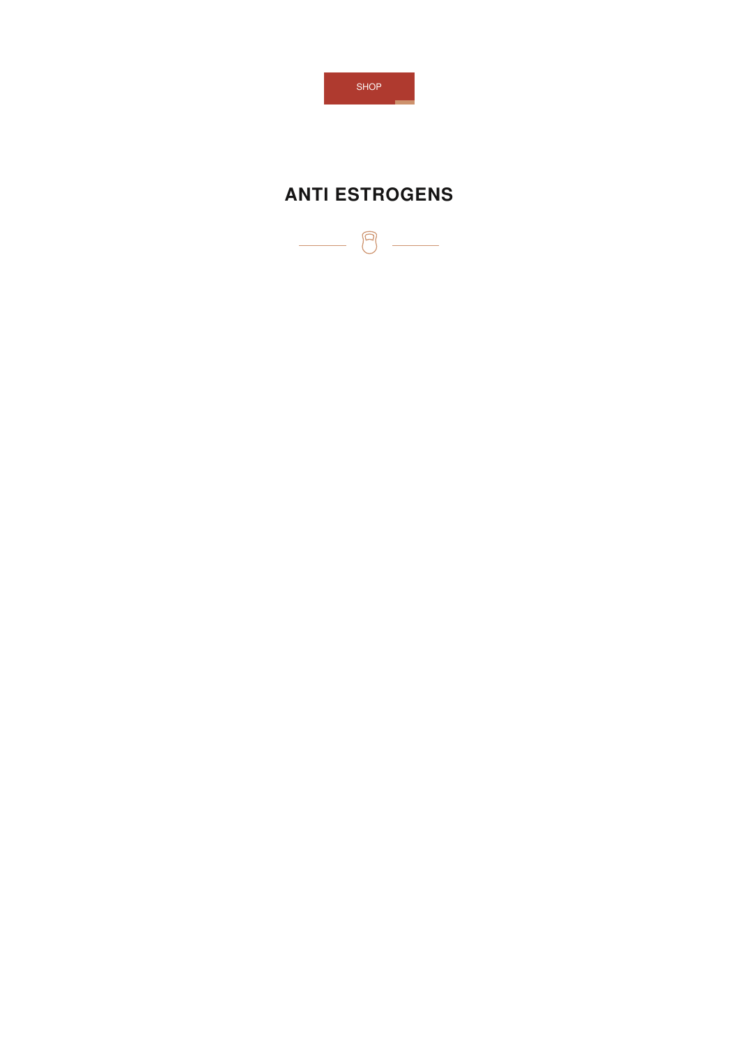SHOP

## ANTI ESTROGENS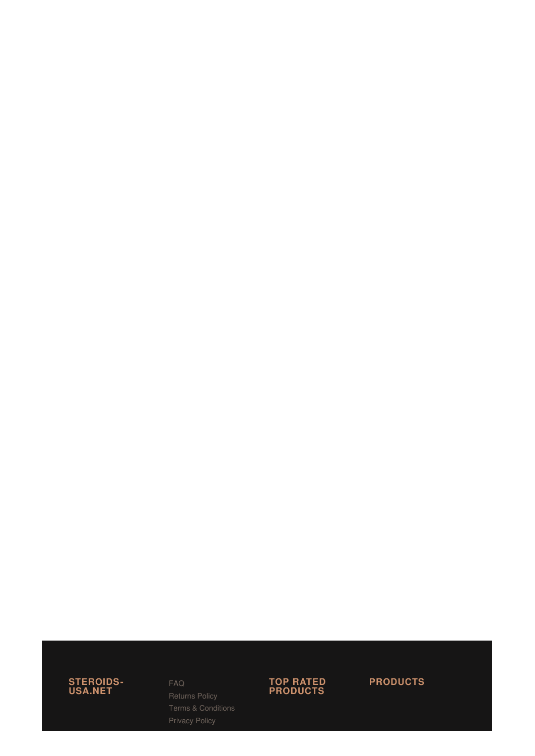**STEROIDS-USA.NET**

- FAQ
- Returns Policy
- Terms & Conditions
- Privacy Policy

**TOP RATED PRODUCTS**

**PRODUCTS**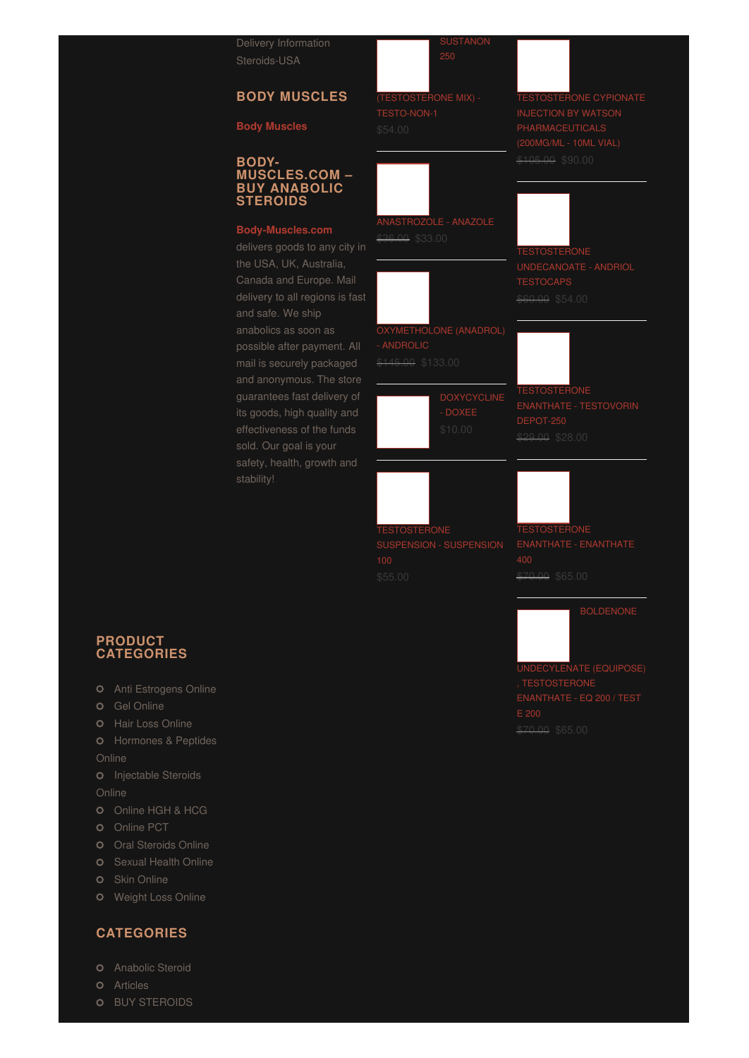Delivery Information

Steroids-USA

## BODY MUSCLES

**Body Muscles**

## BODY-MUSCLES.COM – BUY ANABOLIC STEROIDS

**Body-Muscles.com** delivers goods to any city in the USA, UK, Australia, Canada and Europe. Mail delivery to all regions is fast and safe. We ship anabolics as soon as possible after payment. All mail is securely packaged and anonymous. The store guarantees fast delivery of its goods, high quality and effectiveness of the funds sold. Our goal is your safety, health, growth and stability!

SUSTANON 250 (TESTOSTERONE MIX) - TESTO-NON-1
$54.00

TESTOSTERONE CYPIONATE INJECTION BY WATSON PHARMACEUTICALS (200MG/ML - 10ML VIAL)
~~$105.00~~ $90.00

ANASTROZOLE - ANAZOLE
~~$36.00~~ $33.00

TESTOSTERONE UNDECANOATE - ANDRIOL TESTOCAPS
~~$60.00~~ $54.00

OXYMETHOLONE (ANADROL) - ANDROLIC
~~$145.00~~ $133.00

TESTOSTERONE ENANTHATE - TESTOVORIN DEPOT-250
~~$29.00~~ $28.00

DOXYCYCLINE - DOXEE
$10.00

TESTOSTERONE SUSPENSION - SUSPENSION 100
$55.00

TESTOSTERONE ENANTHATE - ENANTHATE 400
~~$70.00~~ $65.00

BOLDENONE UNDECYLENATE (EQUIPOSE) , TESTOSTERONE ENANTHATE - EQ 200 / TEST E 200
~~$70.00~~ $65.00

## PRODUCT CATEGORIES

- Anti Estrogens Online
- Gel Online
- Hair Loss Online
- Hormones & Peptides Online
- Injectable Steroids Online
- Online HGH & HCG
- Online PCT
- Oral Steroids Online
- Sexual Health Online
- Skin Online
- Weight Loss Online

## CATEGORIES

- Anabolic Steroid
- Articles
- BUY STEROIDS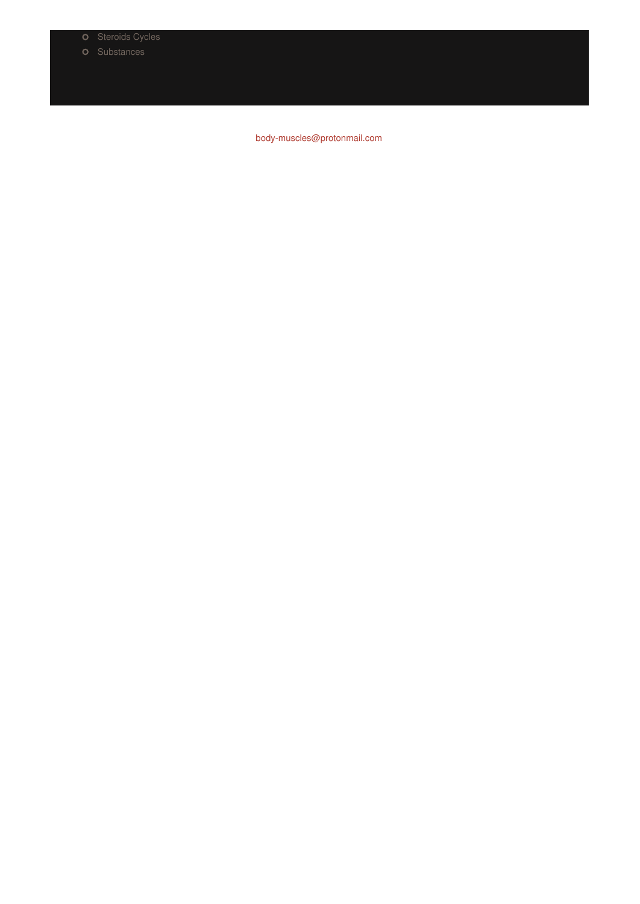- Steroids Cycles
- Substances

body-muscles@protonmail.com